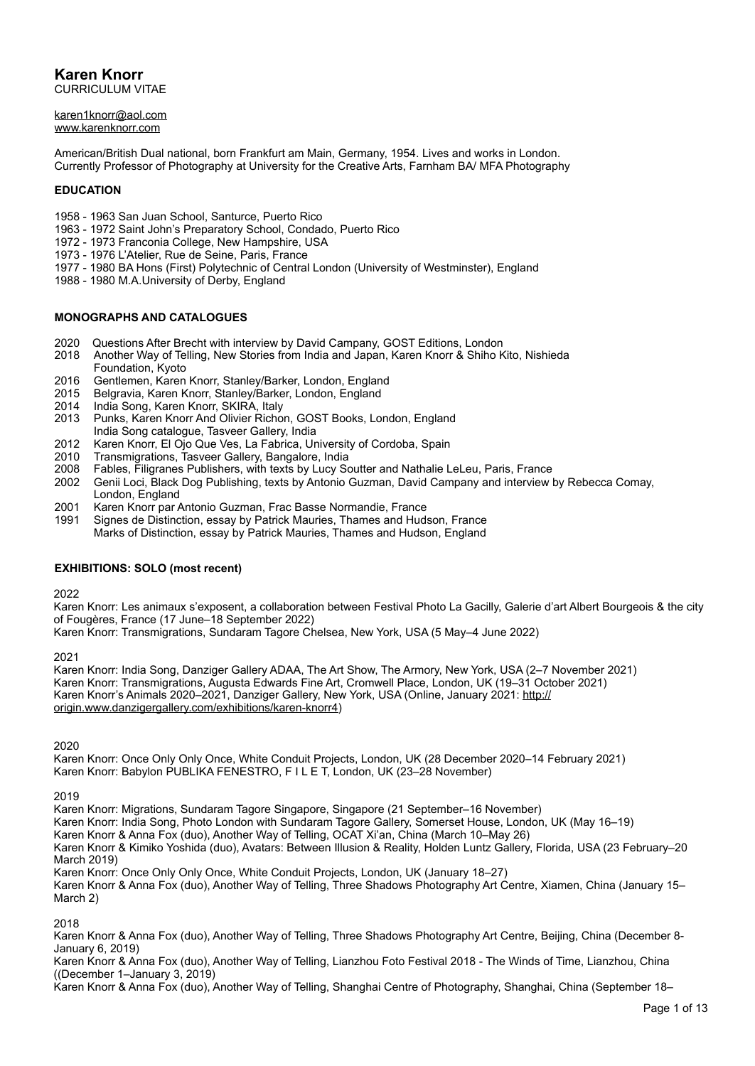# Karen Knorr

CURRICULUM VITAE

karen1knorr@aol.com
www.karenknorr.com

American/British Dual national, born Frankfurt am Main, Germany, 1954. Lives and works in London.
Currently Professor of Photography at University for the Creative Arts, Farnham BA/ MFA Photography

## EDUCATION

1958 - 1963 San Juan School, Santurce, Puerto Rico
1963 - 1972 Saint John's Preparatory School, Condado, Puerto Rico
1972 - 1973 Franconia College, New Hampshire, USA
1973 - 1976 L'Atelier, Rue de Seine, Paris, France
1977 - 1980 BA Hons (First) Polytechnic of Central London (University of Westminster), England
1988 - 1980 M.A.University of Derby, England

## MONOGRAPHS AND CATALOGUES

2020 Questions After Brecht with interview by David Campany, GOST Editions, London
2018 Another Way of Telling, New Stories from India and Japan, Karen Knorr & Shiho Kito, Nishieda Foundation, Kyoto
2016 Gentlemen, Karen Knorr, Stanley/Barker, London, England
2015 Belgravia, Karen Knorr, Stanley/Barker, London, England
2014 India Song, Karen Knorr, SKIRA, Italy
2013 Punks, Karen Knorr And Olivier Richon, GOST Books, London, England
India Song catalogue, Tasveer Gallery, India
2012 Karen Knorr, El Ojo Que Ves, La Fabrica, University of Cordoba, Spain
2010 Transmigrations, Tasveer Gallery, Bangalore, India
2008 Fables, Filigranes Publishers, with texts by Lucy Soutter and Nathalie LeLeu, Paris, France
2002 Genii Loci, Black Dog Publishing, texts by Antonio Guzman, David Campany and interview by Rebecca Comay, London, England
2001 Karen Knorr par Antonio Guzman, Frac Basse Normandie, France
1991 Signes de Distinction, essay by Patrick Mauries, Thames and Hudson, France
Marks of Distinction, essay by Patrick Mauries, Thames and Hudson, England

## EXHIBITIONS: SOLO (most recent)

2022

Karen Knorr: Les animaux s'exposent, a collaboration between Festival Photo La Gacilly, Galerie d'art Albert Bourgeois & the city of Fougères, France (17 June–18 September 2022)
Karen Knorr: Transmigrations, Sundaram Tagore Chelsea, New York, USA (5 May–4 June 2022)

2021

Karen Knorr: India Song, Danziger Gallery ADAA, The Art Show, The Armory, New York, USA (2–7 November 2021)
Karen Knorr: Transmigrations, Augusta Edwards Fine Art, Cromwell Place, London, UK (19–31 October 2021)
Karen Knorr's Animals 2020–2021, Danziger Gallery, New York, USA (Online, January 2021: http://origin.www.danzigergallery.com/exhibitions/karen-knorr4)

2020

Karen Knorr: Once Only Only Once, White Conduit Projects, London, UK (28 December 2020–14 February 2021)
Karen Knorr: Babylon PUBLIKA FENESTRO, F I L E T, London, UK (23–28 November)

2019

Karen Knorr: Migrations, Sundaram Tagore Singapore, Singapore (21 September–16 November)
Karen Knorr: India Song, Photo London with Sundaram Tagore Gallery, Somerset House, London, UK (May 16–19)
Karen Knorr & Anna Fox (duo), Another Way of Telling, OCAT Xi'an, China (March 10–May 26)
Karen Knorr & Kimiko Yoshida (duo), Avatars: Between Illusion & Reality, Holden Luntz Gallery, Florida, USA (23 February–20 March 2019)
Karen Knorr: Once Only Only Once, White Conduit Projects, London, UK (January 18–27)
Karen Knorr & Anna Fox (duo), Another Way of Telling, Three Shadows Photography Art Centre, Xiamen, China (January 15–March 2)

2018

Karen Knorr & Anna Fox (duo), Another Way of Telling, Three Shadows Photography Art Centre, Beijing, China (December 8-January 6, 2019)
Karen Knorr & Anna Fox (duo), Another Way of Telling, Lianzhou Foto Festival 2018 - The Winds of Time, Lianzhou, China ((December 1–January 3, 2019)
Karen Knorr & Anna Fox (duo), Another Way of Telling, Shanghai Centre of Photography, Shanghai, China (September 18–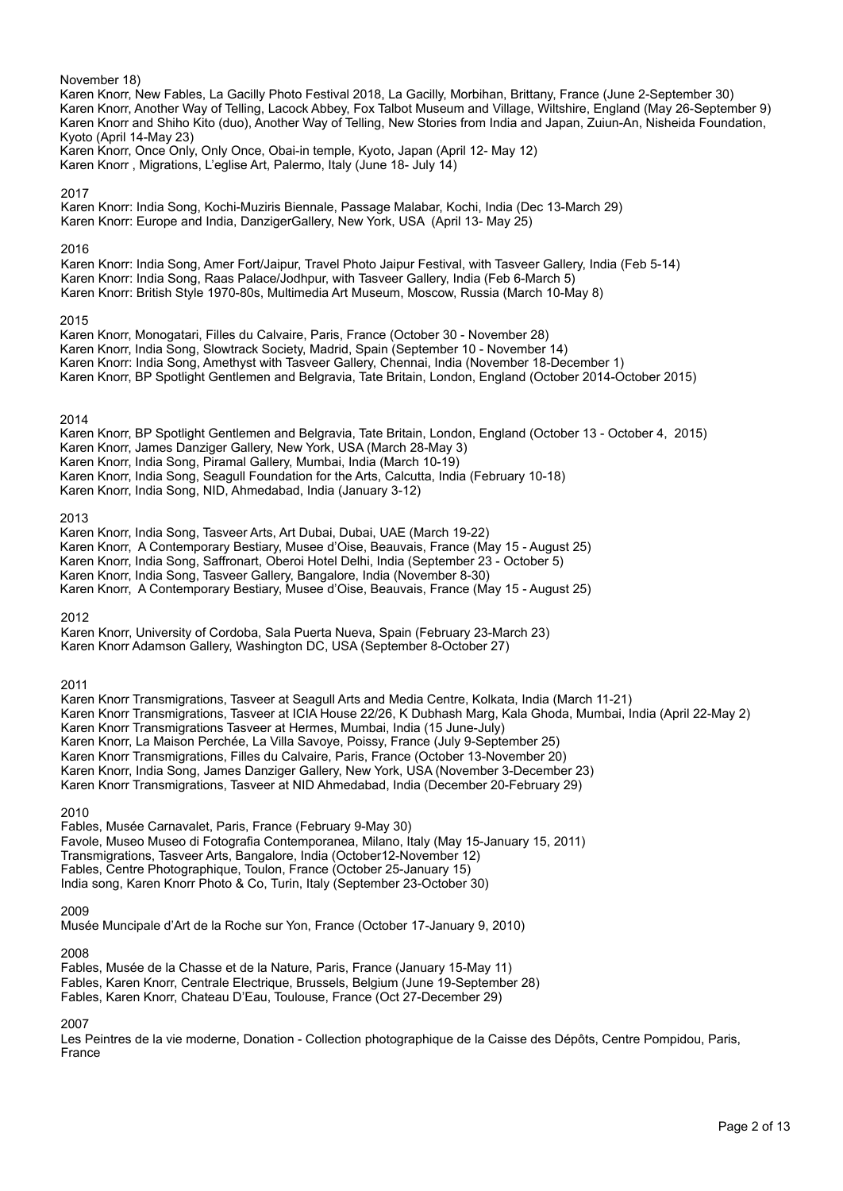November 18)
Karen Knorr, New Fables, La Gacilly Photo Festival 2018, La Gacilly, Morbihan, Brittany, France (June 2-September 30)
Karen Knorr, Another Way of Telling, Lacock Abbey, Fox Talbot Museum and Village, Wiltshire, England (May 26-September 9)
Karen Knorr and Shiho Kito (duo), Another Way of Telling, New Stories from India and Japan, Zuiun-An, Nisheida Foundation, Kyoto (April 14-May 23)
Karen Knorr, Once Only, Only Once, Obai-in temple, Kyoto, Japan (April 12- May 12)
Karen Knorr , Migrations, L'eglise Art, Palermo, Italy (June 18- July 14)

2017

Karen Knorr: India Song, Kochi-Muziris Biennale, Passage Malabar, Kochi, India (Dec 13-March 29)
Karen Knorr: Europe and India, DanzigerGallery, New York, USA (April 13- May 25)

2016

Karen Knorr: India Song, Amer Fort/Jaipur, Travel Photo Jaipur Festival, with Tasveer Gallery, India (Feb 5-14)
Karen Knorr: India Song, Raas Palace/Jodhpur, with Tasveer Gallery, India (Feb 6-March 5)
Karen Knorr: British Style 1970-80s, Multimedia Art Museum, Moscow, Russia (March 10-May 8)

2015

Karen Knorr, Monogatari, Filles du Calvaire, Paris, France (October 30 - November 28)
Karen Knorr, India Song, Slowtrack Society, Madrid, Spain (September 10 - November 14)
Karen Knorr: India Song, Amethyst with Tasveer Gallery, Chennai, India (November 18-December 1)
Karen Knorr, BP Spotlight Gentlemen and Belgravia, Tate Britain, London, England (October 2014-October 2015)

2014

Karen Knorr, BP Spotlight Gentlemen and Belgravia, Tate Britain, London, England (October 13 - October 4, 2015)
Karen Knorr, James Danziger Gallery, New York, USA (March 28-May 3)
Karen Knorr, India Song, Piramal Gallery, Mumbai, India (March 10-19)
Karen Knorr, India Song, Seagull Foundation for the Arts, Calcutta, India (February 10-18)
Karen Knorr, India Song, NID, Ahmedabad, India (January 3-12)

2013

Karen Knorr, India Song, Tasveer Arts, Art Dubai, Dubai, UAE (March 19-22)
Karen Knorr, A Contemporary Bestiary, Musee d'Oise, Beauvais, France (May 15 - August 25)
Karen Knorr, India Song, Saffronart, Oberoi Hotel Delhi, India (September 23 - October 5)
Karen Knorr, India Song, Tasveer Gallery, Bangalore, India (November 8-30)
Karen Knorr, A Contemporary Bestiary, Musee d'Oise, Beauvais, France (May 15 - August 25)

2012

Karen Knorr, University of Cordoba, Sala Puerta Nueva, Spain (February 23-March 23)
Karen Knorr Adamson Gallery, Washington DC, USA (September 8-October 27)

2011

Karen Knorr Transmigrations, Tasveer at Seagull Arts and Media Centre, Kolkata, India (March 11-21)
Karen Knorr Transmigrations, Tasveer at ICIA House 22/26, K Dubhash Marg, Kala Ghoda, Mumbai, India (April 22-May 2)
Karen Knorr Transmigrations Tasveer at Hermes, Mumbai, India (15 June-July)
Karen Knorr, La Maison Perchée, La Villa Savoye, Poissy, France (July 9-September 25)
Karen Knorr Transmigrations, Filles du Calvaire, Paris, France (October 13-November 20)
Karen Knorr, India Song, James Danziger Gallery, New York, USA (November 3-December 23)
Karen Knorr Transmigrations, Tasveer at NID Ahmedabad, India (December 20-February 29)

2010

Fables, Musée Carnavalet, Paris, France (February 9-May 30)
Favole, Museo Museo di Fotografia Contemporanea, Milano, Italy (May 15-January 15, 2011)
Transmigrations, Tasveer Arts, Bangalore, India (October12-November 12)
Fables, Centre Photographique, Toulon, France (October 25-January 15)
India song, Karen Knorr Photo & Co, Turin, Italy (September 23-October 30)

2009

Musée Muncipale d'Art de la Roche sur Yon, France (October 17-January 9, 2010)

2008

Fables, Musée de la Chasse et de la Nature, Paris, France (January 15-May 11)
Fables, Karen Knorr, Centrale Electrique, Brussels, Belgium (June 19-September 28)
Fables, Karen Knorr, Chateau D'Eau, Toulouse, France (Oct 27-December 29)

2007

Les Peintres de la vie moderne, Donation - Collection photographique de la Caisse des Dépôts, Centre Pompidou, Paris, France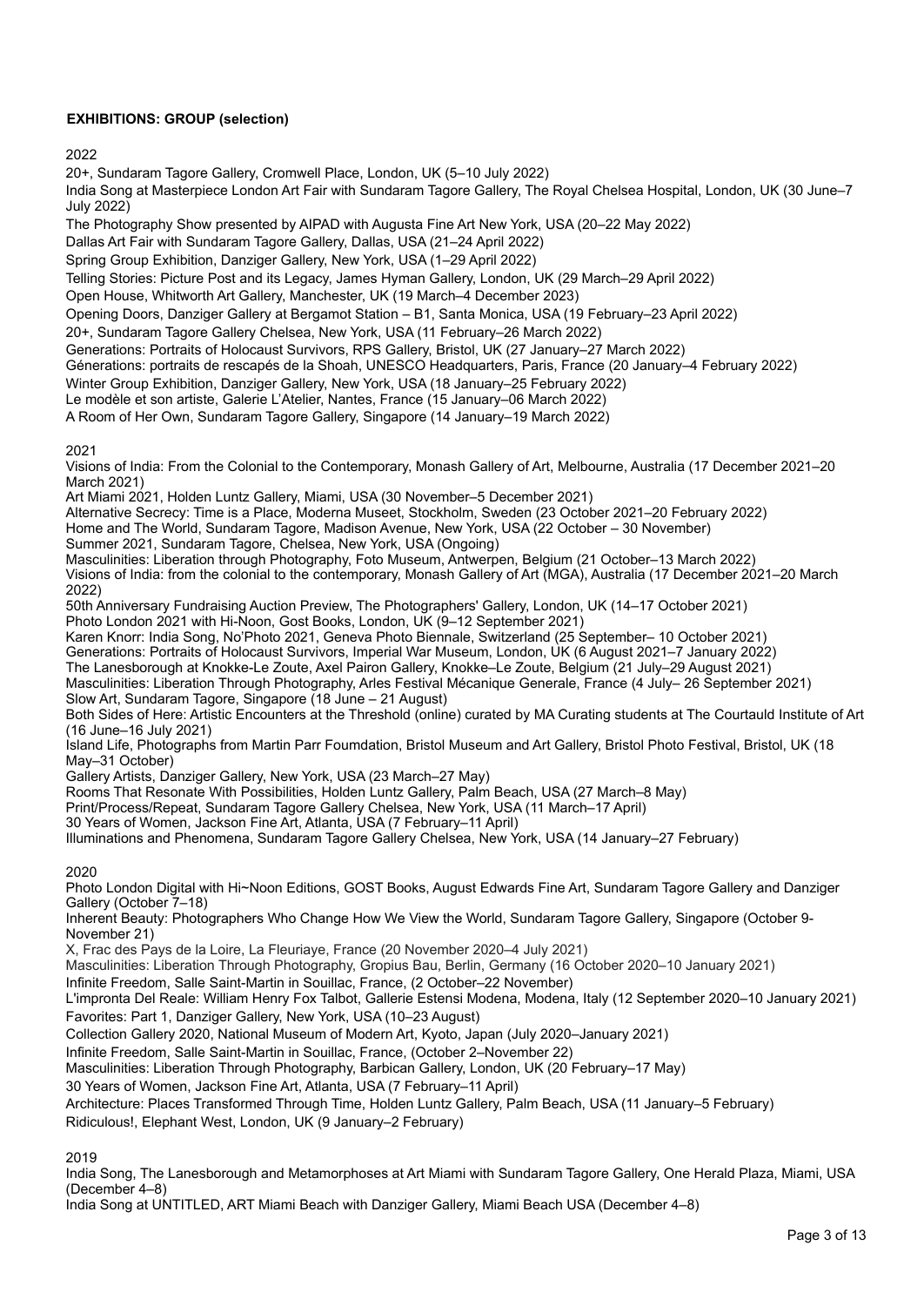**EXHIBITIONS: GROUP (selection)**

2022

20+, Sundaram Tagore Gallery, Cromwell Place, London, UK (5–10 July 2022)
India Song at Masterpiece London Art Fair with Sundaram Tagore Gallery, The Royal Chelsea Hospital, London, UK (30 June–7 July 2022)
The Photography Show presented by AIPAD with Augusta Fine Art New York, USA (20–22 May 2022)
Dallas Art Fair with Sundaram Tagore Gallery, Dallas, USA (21–24 April 2022)
Spring Group Exhibition, Danziger Gallery, New York, USA (1–29 April 2022)
Telling Stories: Picture Post and its Legacy, James Hyman Gallery, London, UK (29 March–29 April 2022)
Open House, Whitworth Art Gallery, Manchester, UK (19 March–4 December 2023)
Opening Doors, Danziger Gallery at Bergamot Station – B1, Santa Monica, USA (19 February–23 April 2022)
20+, Sundaram Tagore Gallery Chelsea, New York, USA (11 February–26 March 2022)
Generations: Portraits of Holocaust Survivors, RPS Gallery, Bristol, UK (27 January–27 March 2022)
Générations: portraits de rescapés de la Shoah, UNESCO Headquarters, Paris, France (20 January–4 February 2022)
Winter Group Exhibition, Danziger Gallery, New York, USA (18 January–25 February 2022)
Le modèle et son artiste, Galerie L'Atelier, Nantes, France (15 January–06 March 2022)
A Room of Her Own, Sundaram Tagore Gallery, Singapore (14 January–19 March 2022)

2021

Visions of India: From the Colonial to the Contemporary, Monash Gallery of Art, Melbourne, Australia (17 December 2021–20 March 2021)
Art Miami 2021, Holden Luntz Gallery, Miami, USA (30 November–5 December 2021)
Alternative Secrecy: Time is a Place, Moderna Museet, Stockholm, Sweden (23 October 2021–20 February 2022)
Home and The World, Sundaram Tagore, Madison Avenue, New York, USA (22 October – 30 November)
Summer 2021, Sundaram Tagore, Chelsea, New York, USA (Ongoing)
Masculinities: Liberation through Photography, Foto Museum, Antwerpen, Belgium (21 October–13 March 2022)
Visions of India: from the colonial to the contemporary, Monash Gallery of Art (MGA), Australia (17 December 2021–20 March 2022)
50th Anniversary Fundraising Auction Preview, The Photographers' Gallery, London, UK (14–17 October 2021)
Photo London 2021 with Hi-Noon, Gost Books, London, UK (9–12 September 2021)
Karen Knorr: India Song, No'Photo 2021, Geneva Photo Biennale, Switzerland (25 September– 10 October 2021)
Generations: Portraits of Holocaust Survivors, Imperial War Museum, London, UK (6 August 2021–7 January 2022)
The Lanesborough at Knokke-Le Zoute, Axel Pairon Gallery, Knokke–Le Zoute, Belgium (21 July–29 August 2021)
Masculinities: Liberation Through Photography, Arles Festival Mécanique Generale, France (4 July– 26 September 2021)
Slow Art, Sundaram Tagore, Singapore (18 June – 21 August)
Both Sides of Here: Artistic Encounters at the Threshold (online) curated by MA Curating students at The Courtauld Institute of Art (16 June–16 July 2021)
Island Life, Photographs from Martin Parr Foumdation, Bristol Museum and Art Gallery, Bristol Photo Festival, Bristol, UK (18 May–31 October)
Gallery Artists, Danziger Gallery, New York, USA (23 March–27 May)
Rooms That Resonate With Possibilities, Holden Luntz Gallery, Palm Beach, USA (27 March–8 May)
Print/Process/Repeat, Sundaram Tagore Gallery Chelsea, New York, USA (11 March–17 April)
30 Years of Women, Jackson Fine Art, Atlanta, USA (7 February–11 April)
Illuminations and Phenomena, Sundaram Tagore Gallery Chelsea, New York, USA (14 January–27 February)

2020

Photo London Digital with Hi~Noon Editions, GOST Books, August Edwards Fine Art, Sundaram Tagore Gallery and Danziger Gallery (October 7–18)
Inherent Beauty: Photographers Who Change How We View the World, Sundaram Tagore Gallery, Singapore (October 9-November 21)
X, Frac des Pays de la Loire, La Fleuriaye, France (20 November 2020–4 July 2021)
Masculinities: Liberation Through Photography, Gropius Bau, Berlin, Germany (16 October 2020–10 January 2021)
Infinite Freedom, Salle Saint-Martin in Souillac, France, (2 October–22 November)
L'impronta Del Reale: William Henry Fox Talbot, Gallerie Estensi Modena, Modena, Italy (12 September 2020–10 January 2021)
Favorites: Part 1, Danziger Gallery, New York, USA (10–23 August)
Collection Gallery 2020, National Museum of Modern Art, Kyoto, Japan (July 2020–January 2021)
Infinite Freedom, Salle Saint-Martin in Souillac, France, (October 2–November 22)
Masculinities: Liberation Through Photography, Barbican Gallery, London, UK (20 February–17 May)
30 Years of Women, Jackson Fine Art, Atlanta, USA (7 February–11 April)
Architecture: Places Transformed Through Time, Holden Luntz Gallery, Palm Beach, USA (11 January–5 February)
Ridiculous!, Elephant West, London, UK (9 January–2 February)

2019

India Song, The Lanesborough and Metamorphoses at Art Miami with Sundaram Tagore Gallery, One Herald Plaza, Miami, USA (December 4–8)
India Song at UNTITLED, ART Miami Beach with Danziger Gallery, Miami Beach USA (December 4–8)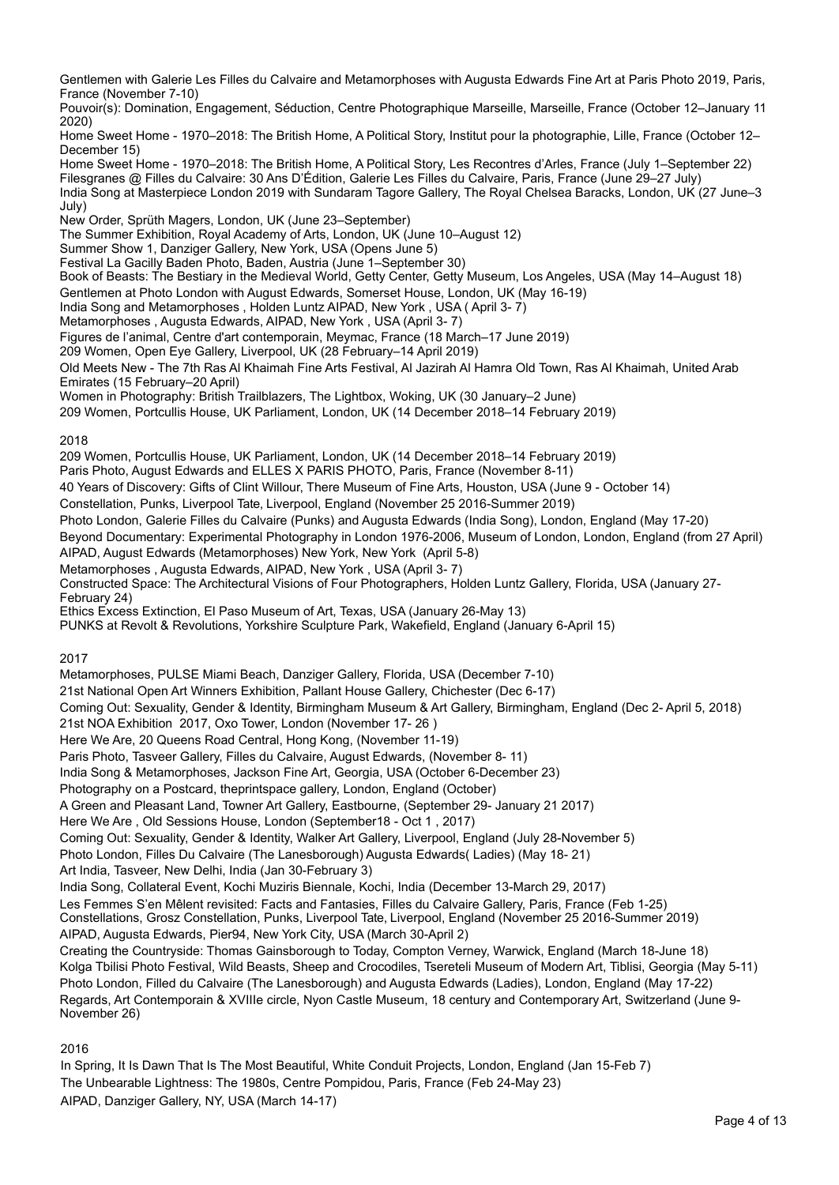Gentlemen with Galerie Les Filles du Calvaire and Metamorphoses with Augusta Edwards Fine Art at Paris Photo 2019, Paris, France (November 7-10)

Pouvoir(s): Domination, Engagement, Séduction, Centre Photographique Marseille, Marseille, France (October 12–January 11 2020)

Home Sweet Home - 1970–2018: The British Home, A Political Story, Institut pour la photographie, Lille, France (October 12–December 15)

Home Sweet Home - 1970–2018: The British Home, A Political Story, Les Recontres d'Arles, France (July 1–September 22)

Filesgranes @ Filles du Calvaire: 30 Ans D'Édition, Galerie Les Filles du Calvaire, Paris, France (June 29–27 July)

India Song at Masterpiece London 2019 with Sundaram Tagore Gallery, The Royal Chelsea Baracks, London, UK (27 June–3 July)

New Order, Sprüth Magers, London, UK (June 23–September)

The Summer Exhibition, Royal Academy of Arts, London, UK (June 10–August 12)

Summer Show 1, Danziger Gallery, New York, USA (Opens June 5)

Festival La Gacilly Baden Photo, Baden, Austria (June 1–September 30)

Book of Beasts: The Bestiary in the Medieval World, Getty Center, Getty Museum, Los Angeles, USA (May 14–August 18)

Gentlemen at Photo London with August Edwards, Somerset House, London, UK (May 16-19)

India Song and Metamorphoses , Holden Luntz AIPAD, New York , USA ( April 3- 7)

Metamorphoses , Augusta Edwards, AIPAD, New York , USA (April 3- 7)

Figures de l'animal, Centre d'art contemporain, Meymac, France (18 March–17 June 2019)

209 Women, Open Eye Gallery, Liverpool, UK (28 February–14 April 2019)

Old Meets New - The 7th Ras Al Khaimah Fine Arts Festival, Al Jazirah Al Hamra Old Town, Ras Al Khaimah, United Arab Emirates (15 February–20 April)

Women in Photography: British Trailblazers, The Lightbox, Woking, UK (30 January–2 June)

209 Women, Portcullis House, UK Parliament, London, UK (14 December 2018–14 February 2019)

2018

209 Women, Portcullis House, UK Parliament, London, UK (14 December 2018–14 February 2019)

Paris Photo, August Edwards and ELLES X PARIS PHOTO, Paris, France (November 8-11)

40 Years of Discovery: Gifts of Clint Willour, There Museum of Fine Arts, Houston, USA (June 9 - October 14)

Constellation, Punks, Liverpool Tate, Liverpool, England (November 25 2016-Summer 2019)

Photo London, Galerie Filles du Calvaire (Punks) and Augusta Edwards (India Song), London, England (May 17-20)

Beyond Documentary: Experimental Photography in London 1976-2006, Museum of London, London, England (from 27 April)

AIPAD, August Edwards (Metamorphoses) New York, New York (April 5-8)

Metamorphoses , Augusta Edwards, AIPAD, New York , USA (April 3- 7)

Constructed Space: The Architectural Visions of Four Photographers, Holden Luntz Gallery, Florida, USA (January 27-February 24)

Ethics Excess Extinction, El Paso Museum of Art, Texas, USA (January 26-May 13)

PUNKS at Revolt & Revolutions, Yorkshire Sculpture Park, Wakefield, England (January 6-April 15)

2017

Metamorphoses, PULSE Miami Beach, Danziger Gallery, Florida, USA (December 7-10)

21st National Open Art Winners Exhibition, Pallant House Gallery, Chichester (Dec 6-17)

Coming Out: Sexuality, Gender & Identity, Birmingham Museum & Art Gallery, Birmingham, England (Dec 2- April 5, 2018)

21st NOA Exhibition 2017, Oxo Tower, London (November 17- 26 )

Here We Are, 20 Queens Road Central, Hong Kong, (November 11-19)

Paris Photo, Tasveer Gallery, Filles du Calvaire, August Edwards, (November 8- 11)

India Song & Metamorphoses, Jackson Fine Art, Georgia, USA (October 6-December 23)

Photography on a Postcard, theprintspace gallery, London, England (October)

A Green and Pleasant Land, Towner Art Gallery, Eastbourne, (September 29- January 21 2017)

Here We Are , Old Sessions House, London (September18 - Oct 1 , 2017)

Coming Out: Sexuality, Gender & Identity, Walker Art Gallery, Liverpool, England (July 28-November 5)

Photo London, Filles Du Calvaire (The Lanesborough) Augusta Edwards( Ladies) (May 18- 21)

Art India, Tasveer, New Delhi, India (Jan 30-February 3)

India Song, Collateral Event, Kochi Muziris Biennale, Kochi, India (December 13-March 29, 2017)

Les Femmes S'en Mêlent revisited: Facts and Fantasies, Filles du Calvaire Gallery, Paris, France (Feb 1-25)

Constellations, Grosz Constellation, Punks, Liverpool Tate, Liverpool, England (November 25 2016-Summer 2019)

AIPAD, Augusta Edwards, Pier94, New York City, USA (March 30-April 2)

Creating the Countryside: Thomas Gainsborough to Today, Compton Verney, Warwick, England (March 18-June 18)

Kolga Tbilisi Photo Festival, Wild Beasts, Sheep and Crocodiles, Tsereteli Museum of Modern Art, Tiblisi, Georgia (May 5-11)

Photo London, Filled du Calvaire (The Lanesborough) and Augusta Edwards (Ladies), London, England (May 17-22)

Regards, Art Contemporain & XVIIIe circle, Nyon Castle Museum, 18 century and Contemporary Art, Switzerland (June 9-November 26)

2016

In Spring, It Is Dawn That Is The Most Beautiful, White Conduit Projects, London, England (Jan 15-Feb 7)

The Unbearable Lightness: The 1980s, Centre Pompidou, Paris, France (Feb 24-May 23)

AIPAD, Danziger Gallery, NY, USA (March 14-17)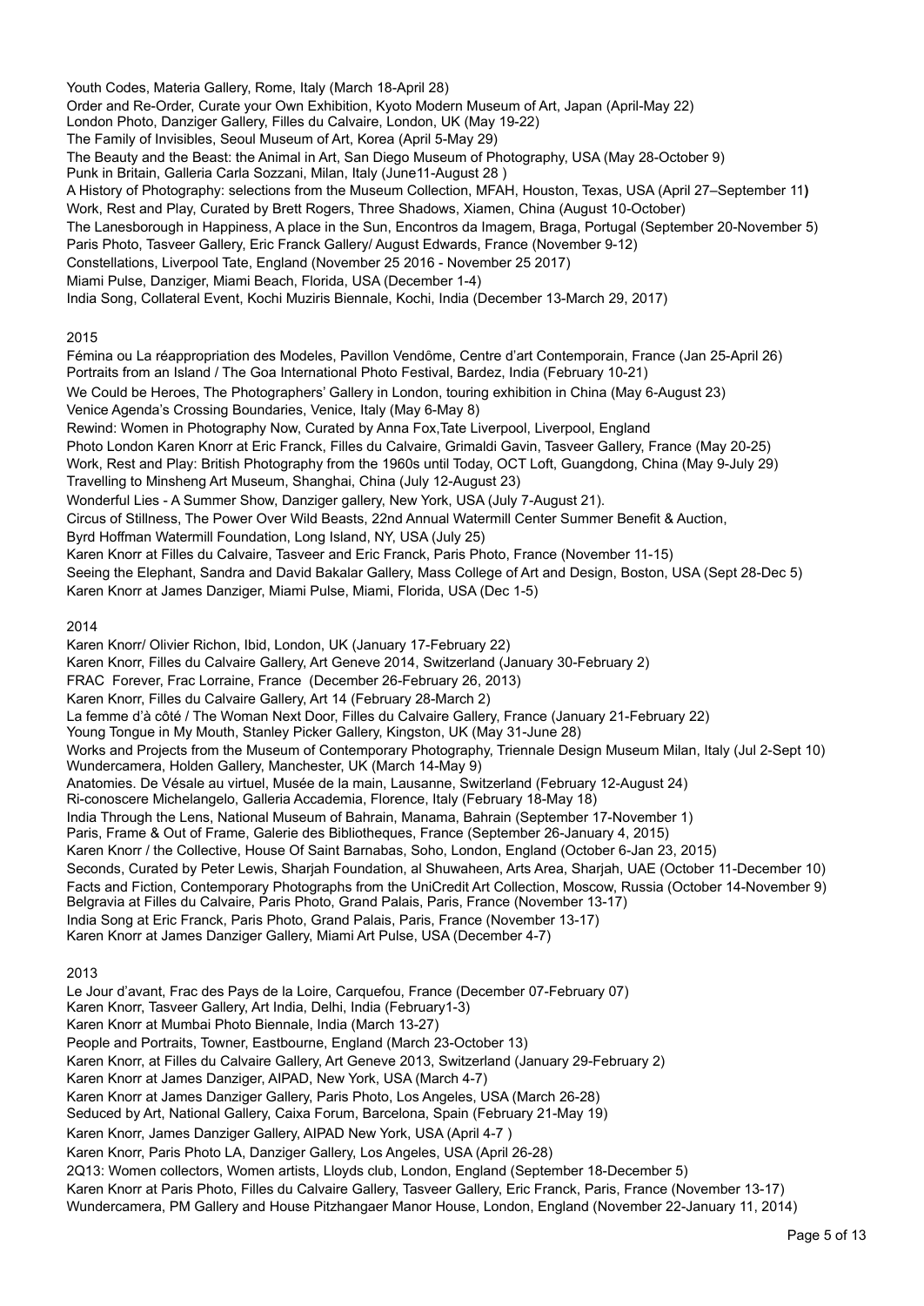Youth Codes, Materia Gallery, Rome, Italy (March 18-April 28)
Order and Re-Order, Curate your Own Exhibition, Kyoto Modern Museum of Art, Japan (April-May 22)
London Photo, Danziger Gallery, Filles du Calvaire, London, UK (May 19-22)
The Family of Invisibles, Seoul Museum of Art, Korea (April 5-May 29)
The Beauty and the Beast: the Animal in Art, San Diego Museum of Photography, USA (May 28-October 9)
Punk in Britain, Galleria Carla Sozzani, Milan, Italy (June11-August 28 )
A History of Photography: selections from the Museum Collection, MFAH, Houston, Texas, USA (April 27–September 11**)**
Work, Rest and Play, Curated by Brett Rogers, Three Shadows, Xiamen, China (August 10-October)
The Lanesborough in Happiness, A place in the Sun, Encontros da Imagem, Braga, Portugal (September 20-November 5)
Paris Photo, Tasveer Gallery, Eric Franck Gallery/ August Edwards, France (November 9-12)
Constellations, Liverpool Tate, England (November 25 2016 - November 25 2017)
Miami Pulse, Danziger, Miami Beach, Florida, USA (December 1-4)
India Song, Collateral Event, Kochi Muziris Biennale, Kochi, India (December 13-March 29, 2017)

2015

Fémina ou La réappropriation des Modeles, Pavillon Vendôme, Centre d'art Contemporain, France (Jan 25-April 26)
Portraits from an Island / The Goa International Photo Festival, Bardez, India (February 10-21)
We Could be Heroes, The Photographers' Gallery in London, touring exhibition in China (May 6-August 23)
Venice Agenda's Crossing Boundaries, Venice, Italy (May 6-May 8)
Rewind: Women in Photography Now, Curated by Anna Fox,Tate Liverpool, Liverpool, England
Photo London Karen Knorr at Eric Franck, Filles du Calvaire, Tasveer Gallery, France (May 20-25)
Work, Rest and Play: British Photography from the 1960s until Today, OCT Loft, Guangdong, China (May 9-July 29)
Travelling to Minsheng Art Museum, Shanghai, China (July 12-August 23)
Wonderful Lies - A Summer Show, Danziger gallery, New York, USA (July 7-August 21).
Circus of Stillness, The Power Over Wild Beasts, 22nd Annual Watermill Center Summer Benefit & Auction,
Byrd Hoffman Watermill Foundation, Long Island, NY, USA (July 25)
Karen Knorr at Filles du Calvaire, Tasveer and Eric Franck, Paris Photo, France (November 11-15)
Seeing the Elephant, Sandra and David Bakalar Gallery, Mass College of Art and Design, Boston, USA (Sept 28-Dec 5)
Karen Knorr at James Danziger, Miami Pulse, Miami, Florida, USA (Dec 1-5)

2014

Karen Knorr/ Olivier Richon, Ibid, London, UK (January 17-February 22)
Karen Knorr, Filles du Calvaire Gallery, Art Geneve 2014, Switzerland (January 30-February 2)
FRAC Forever, Frac Lorraine, France (December 26-February 26, 2013)
Karen Knorr, Filles du Calvaire Gallery, Art 14 (February 28-March 2)
La femme d'à côté / The Woman Next Door, Filles du Calvaire Gallery, France (January 21-February 22)
Young Tongue in My Mouth, Stanley Picker Gallery, Kingston, UK (May 31-June 28)
Works and Projects from the Museum of Contemporary Photography, Triennale Design Museum Milan, Italy (Jul 2-Sept 10)
Wundercamera, Holden Gallery, Manchester, UK (March 14-May 9)
Anatomies. De Vésale au virtuel, Musée de la main, Lausanne, Switzerland (February 12-August 24)
Ri-conoscere Michelangelo, Galleria Accademia, Florence, Italy (February 18-May 18)
India Through the Lens, National Museum of Bahrain, Manama, Bahrain (September 17-November 1)
Paris, Frame & Out of Frame, Galerie des Bibliotheques, France (September 26-January 4, 2015)
Karen Knorr / the Collective, House Of Saint Barnabas, Soho, London, England (October 6-Jan 23, 2015)
Seconds, Curated by Peter Lewis, Sharjah Foundation, al Shuwaheen, Arts Area, Sharjah, UAE (October 11-December 10)
Facts and Fiction, Contemporary Photographs from the UniCredit Art Collection, Moscow, Russia (October 14-November 9)
Belgravia at Filles du Calvaire, Paris Photo, Grand Palais, Paris, France (November 13-17)
India Song at Eric Franck, Paris Photo, Grand Palais, Paris, France (November 13-17)
Karen Knorr at James Danziger Gallery, Miami Art Pulse, USA (December 4-7)

2013

Le Jour d'avant, Frac des Pays de la Loire, Carquefou, France (December 07-February 07)
Karen Knorr, Tasveer Gallery, Art India, Delhi, India (February1-3)
Karen Knorr at Mumbai Photo Biennale, India (March 13-27)
People and Portraits, Towner, Eastbourne, England (March 23-October 13)
Karen Knorr, at Filles du Calvaire Gallery, Art Geneve 2013, Switzerland (January 29-February 2)
Karen Knorr at James Danziger, AIPAD, New York, USA (March 4-7)
Karen Knorr at James Danziger Gallery, Paris Photo, Los Angeles, USA (March 26-28)
Seduced by Art, National Gallery, Caixa Forum, Barcelona, Spain (February 21-May 19)
Karen Knorr, James Danziger Gallery, AIPAD New York, USA (April 4-7 )
Karen Knorr, Paris Photo LA, Danziger Gallery, Los Angeles, USA (April 26-28)
2Q13: Women collectors, Women artists, Lloyds club, London, England (September 18-December 5)
Karen Knorr at Paris Photo, Filles du Calvaire Gallery, Tasveer Gallery, Eric Franck, Paris, France (November 13-17)
Wundercamera, PM Gallery and House Pitzhangaer Manor House, London, England (November 22-January 11, 2014)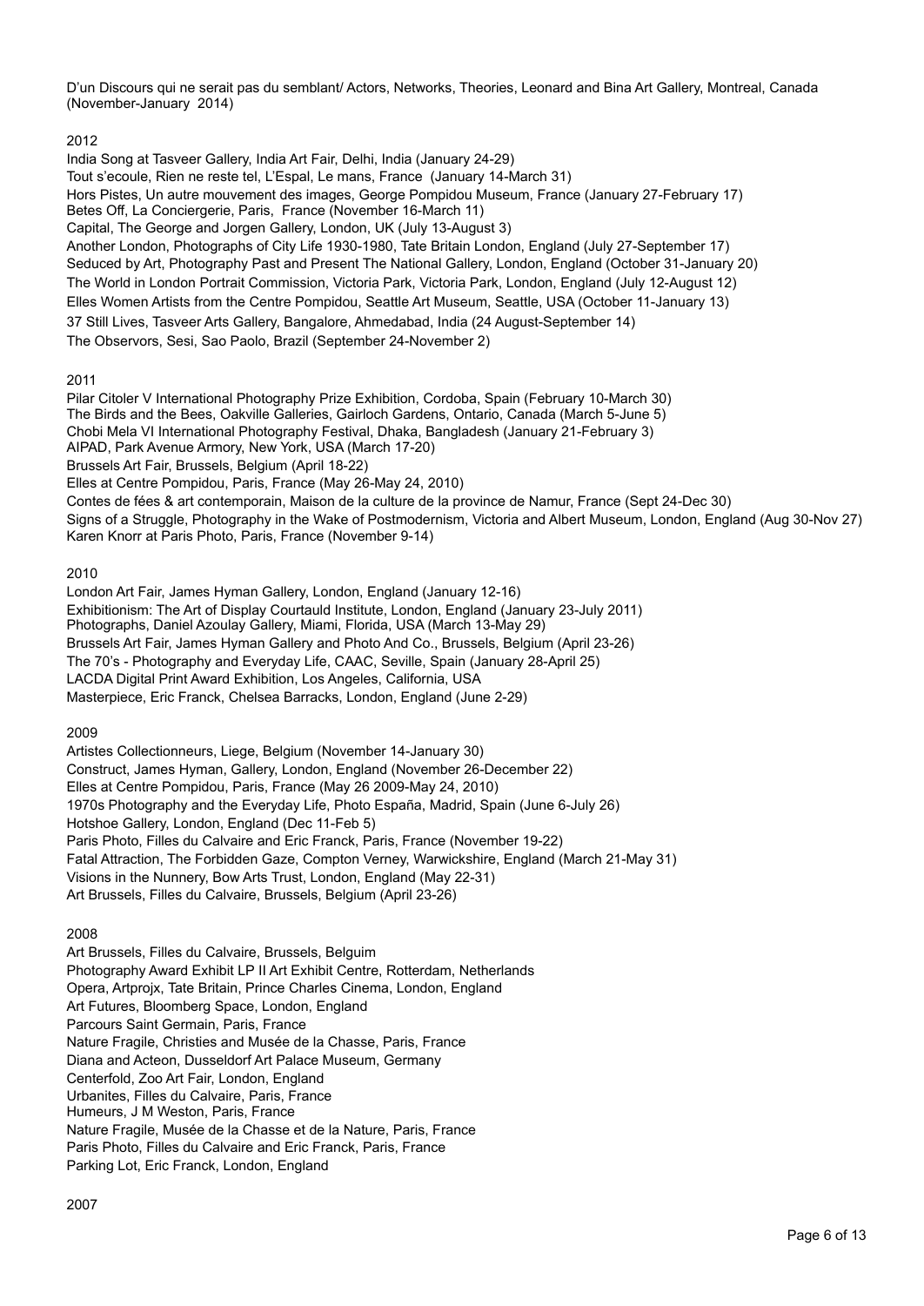D'un Discours qui ne serait pas du semblant/ Actors, Networks, Theories, Leonard and Bina Art Gallery, Montreal, Canada (November-January 2014)

2012

India Song at Tasveer Gallery, India Art Fair, Delhi, India (January 24-29)
Tout s'ecoule, Rien ne reste tel, L'Espal, Le mans, France (January 14-March 31)
Hors Pistes, Un autre mouvement des images, George Pompidou Museum, France (January 27-February 17)
Betes Off, La Conciergerie, Paris, France (November 16-March 11)
Capital, The George and Jorgen Gallery, London, UK (July 13-August 3)
Another London, Photographs of City Life 1930-1980, Tate Britain London, England (July 27-September 17)
Seduced by Art, Photography Past and Present The National Gallery, London, England (October 31-January 20)
The World in London Portrait Commission, Victoria Park, Victoria Park, London, England (July 12-August 12)
Elles Women Artists from the Centre Pompidou, Seattle Art Museum, Seattle, USA (October 11-January 13)
37 Still Lives, Tasveer Arts Gallery, Bangalore, Ahmedabad, India (24 August-September 14)
The Observors, Sesi, Sao Paolo, Brazil (September 24-November 2)

2011

Pilar Citoler V International Photography Prize Exhibition, Cordoba, Spain (February 10-March 30)
The Birds and the Bees, Oakville Galleries, Gairloch Gardens, Ontario, Canada (March 5-June 5)
Chobi Mela VI International Photography Festival, Dhaka, Bangladesh (January 21-February 3)
AIPAD, Park Avenue Armory, New York, USA (March 17-20)
Brussels Art Fair, Brussels, Belgium (April 18-22)
Elles at Centre Pompidou, Paris, France (May 26-May 24, 2010)
Contes de fées & art contemporain, Maison de la culture de la province de Namur, France (Sept 24-Dec 30)
Signs of a Struggle, Photography in the Wake of Postmodernism, Victoria and Albert Museum, London, England (Aug 30-Nov 27)
Karen Knorr at Paris Photo, Paris, France (November 9-14)

2010

London Art Fair, James Hyman Gallery, London, England (January 12-16)
Exhibitionism: The Art of Display Courtauld Institute, London, England (January 23-July 2011)
Photographs, Daniel Azoulay Gallery, Miami, Florida, USA (March 13-May 29)
Brussels Art Fair, James Hyman Gallery and Photo And Co., Brussels, Belgium (April 23-26)
The 70's - Photography and Everyday Life, CAAC, Seville, Spain (January 28-April 25)
LACDA Digital Print Award Exhibition, Los Angeles, California, USA
Masterpiece, Eric Franck, Chelsea Barracks, London, England (June 2-29)

2009

Artistes Collectionneurs, Liege, Belgium (November 14-January 30)
Construct, James Hyman, Gallery, London, England (November 26-December 22)
Elles at Centre Pompidou, Paris, France (May 26 2009-May 24, 2010)
1970s Photography and the Everyday Life, Photo España, Madrid, Spain (June 6-July 26)
Hotshoe Gallery, London, England (Dec 11-Feb 5)
Paris Photo, Filles du Calvaire and Eric Franck, Paris, France (November 19-22)
Fatal Attraction, The Forbidden Gaze, Compton Verney, Warwickshire, England (March 21-May 31)
Visions in the Nunnery, Bow Arts Trust, London, England (May 22-31)
Art Brussels, Filles du Calvaire, Brussels, Belgium (April 23-26)

2008

Art Brussels, Filles du Calvaire, Brussels, Belguim
Photography Award Exhibit LP II Art Exhibit Centre, Rotterdam, Netherlands
Opera, Artprojx, Tate Britain, Prince Charles Cinema, London, England
Art Futures, Bloomberg Space, London, England
Parcours Saint Germain, Paris, France
Nature Fragile, Christies and Musée de la Chasse, Paris, France
Diana and Acteon, Dusseldorf Art Palace Museum, Germany
Centerfold, Zoo Art Fair, London, England
Urbanites, Filles du Calvaire, Paris, France
Humeurs, J M Weston, Paris, France
Nature Fragile, Musée de la Chasse et de la Nature, Paris, France
Paris Photo, Filles du Calvaire and Eric Franck, Paris, France
Parking Lot, Eric Franck, London, England

2007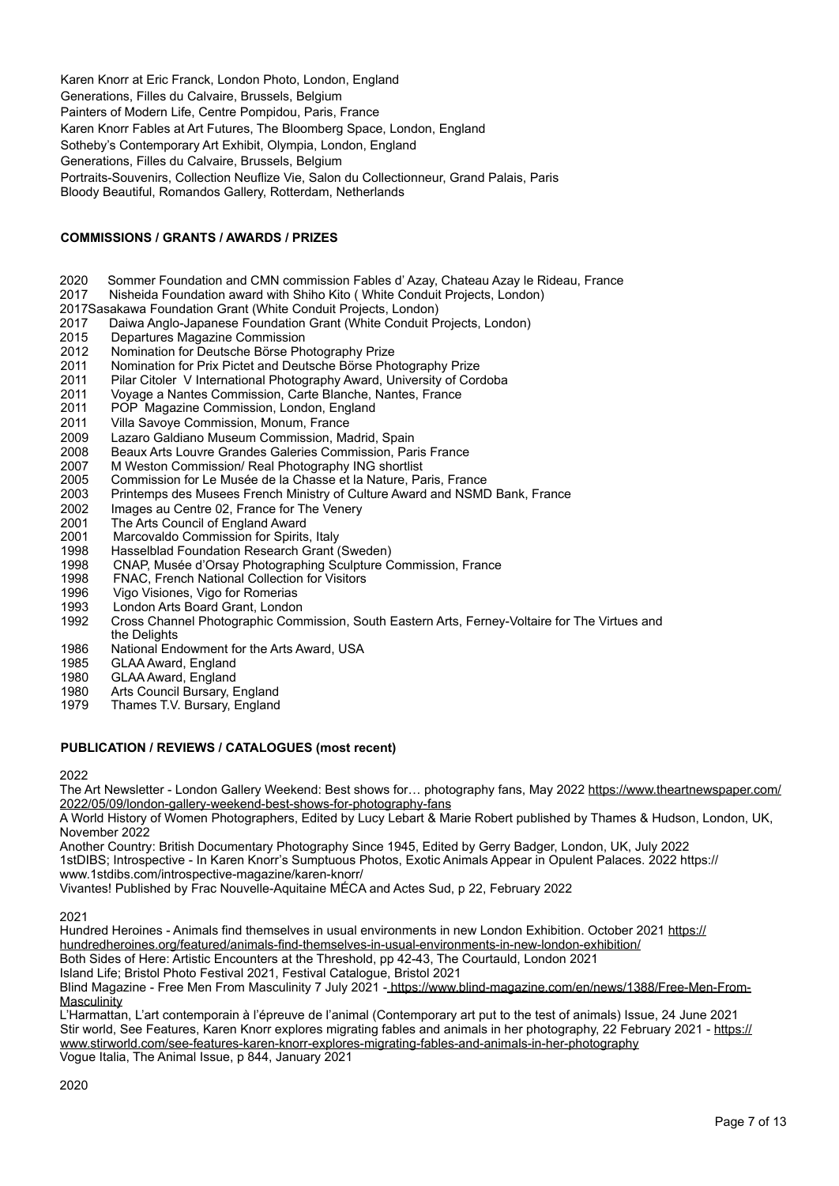Karen Knorr at Eric Franck, London Photo, London, England
Generations, Filles du Calvaire, Brussels, Belgium
Painters of Modern Life, Centre Pompidou, Paris, France
Karen Knorr Fables at Art Futures, The Bloomberg Space, London, England
Sotheby's Contemporary Art Exhibit, Olympia, London, England
Generations, Filles du Calvaire, Brussels, Belgium
Portraits-Souvenirs, Collection Neuflize Vie, Salon du Collectionneur, Grand Palais, Paris
Bloody Beautiful, Romandos Gallery, Rotterdam, Netherlands

**COMMISSIONS / GRANTS / AWARDS / PRIZES**

2020 Sommer Foundation and CMN commission Fables d' Azay, Chateau Azay le Rideau, France
2017 Nisheida Foundation award with Shiho Kito ( White Conduit Projects, London)
2017Sasakawa Foundation Grant (White Conduit Projects, London)
2017 Daiwa Anglo-Japanese Foundation Grant (White Conduit Projects, London)
2015 Departures Magazine Commission
2012 Nomination for Deutsche Börse Photography Prize
2011 Nomination for Prix Pictet and Deutsche Börse Photography Prize
2011 Pilar Citoler V International Photography Award, University of Cordoba
2011 Voyage a Nantes Commission, Carte Blanche, Nantes, France
2011 POP Magazine Commission, London, England
2011 Villa Savoye Commission, Monum, France
2009 Lazaro Galdiano Museum Commission, Madrid, Spain
2008 Beaux Arts Louvre Grandes Galeries Commission, Paris France
2007 M Weston Commission/ Real Photography ING shortlist
2005 Commission for Le Musée de la Chasse et la Nature, Paris, France
2003 Printemps des Musees French Ministry of Culture Award and NSMD Bank, France
2002 Images au Centre 02, France for The Venery
2001 The Arts Council of England Award
2001 Marcovaldo Commission for Spirits, Italy
1998 Hasselblad Foundation Research Grant (Sweden)
1998 CNAP, Musée d'Orsay Photographing Sculpture Commission, France
1998 FNAC, French National Collection for Visitors
1996 Vigo Visiones, Vigo for Romerias
1993 London Arts Board Grant, London
1992 Cross Channel Photographic Commission, South Eastern Arts, Ferney-Voltaire for The Virtues and the Delights
1986 National Endowment for the Arts Award, USA
1985 GLAA Award, England
1980 GLAA Award, England
1980 Arts Council Bursary, England
1979 Thames T.V. Bursary, England

**PUBLICATION / REVIEWS / CATALOGUES (most recent)**

2022

The Art Newsletter - London Gallery Weekend: Best shows for… photography fans, May 2022 https://www.theartnewspaper.com/2022/05/09/london-gallery-weekend-best-shows-for-photography-fans
A World History of Women Photographers, Edited by Lucy Lebart & Marie Robert published by Thames & Hudson, London, UK, November 2022
Another Country: British Documentary Photography Since 1945, Edited by Gerry Badger, London, UK, July 2022
1stDIBS; Introspective - In Karen Knorr's Sumptuous Photos, Exotic Animals Appear in Opulent Palaces. 2022 https://www.1stdibs.com/introspective-magazine/karen-knorr/
Vivantes! Published by Frac Nouvelle-Aquitaine MÉCA and Actes Sud, p 22, February 2022

2021

Hundred Heroines - Animals find themselves in usual environments in new London Exhibition. October 2021 https://hundredheroines.org/featured/animals-find-themselves-in-usual-environments-in-new-london-exhibition/
Both Sides of Here: Artistic Encounters at the Threshold, pp 42-43, The Courtauld, London 2021
Island Life; Bristol Photo Festival 2021, Festival Catalogue, Bristol 2021
Blind Magazine - Free Men From Masculinity 7 July 2021 - https://www.blind-magazine.com/en/news/1388/Free-Men-From-Masculinity
L'Harmattan, L'art contemporain à l'épreuve de l'animal (Contemporary art put to the test of animals) Issue, 24 June 2021
Stir world, See Features, Karen Knorr explores migrating fables and animals in her photography, 22 February 2021 - https://www.stirworld.com/see-features-karen-knorr-explores-migrating-fables-and-animals-in-her-photography
Vogue Italia, The Animal Issue, p 844, January 2021

2020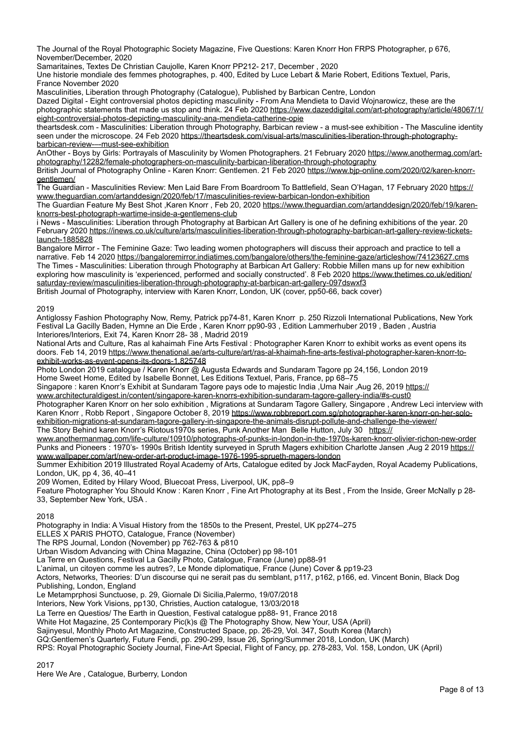The Journal of the Royal Photographic Society Magazine, Five Questions: Karen Knorr Hon FRPS Photographer, p 676, November/December, 2020

Samaritaines, Textes De Christian Caujolle, Karen Knorr PP212- 217, December , 2020

Une historie mondiale des femmes photographes, p. 400, Edited by Luce Lebart & Marie Robert, Editions Textuel, Paris, France November 2020

Masculinities, Liberation through Photography (Catalogue), Published by Barbican Centre, London

Dazed Digital - Eight controversial photos depicting masculinity - From Ana Mendieta to David Wojnarowicz, these are the photographic statements that made us stop and think. 24 Feb 2020 https://www.dazeddigital.com/art-photography/article/48067/1/eight-controversial-photos-depicting-masculinity-ana-mendieta-catherine-opie

theartsdesk.com - Masculinities: Liberation through Photography, Barbican review - a must-see exhibition - The Masculine identity seen under the microscope. 24 Feb 2020 https://theartsdesk.com/visual-arts/masculinities-liberation-through-photography-barbican-review-—-must-see-exhibition

AnOther - Boys by Girls: Portrayals of Masculinity by Women Photographers. 21 February 2020 https://www.anothermag.com/art-photography/12282/female-photographers-on-masculinity-barbican-liberation-through-photography

British Journal of Photography Online - Karen Knorr: Gentlemen. 21 Feb 2020 https://www.bjp-online.com/2020/02/karen-knorr-gentlemen/

The Guardian - Masculinities Review: Men Laid Bare From Boardroom To Battlefield, Sean O'Hagan, 17 February 2020 https://www.theguardian.com/artanddesign/2020/feb/17/masculinities-review-barbican-london-exhibition

The Guardian Feature My Best Shot ,Karen Knorr , Feb 20, 2020 https://www.theguardian.com/artanddesign/2020/feb/19/karen-knorrs-best-photograph-wartime-inside-a-gentlemens-club

i News - Masculinities: Liberation through Photography at Barbican Art Gallery is one of he defining exhibitions of the year. 20 February 2020 https://inews.co.uk/culture/arts/masculinities-liberation-through-photography-barbican-art-gallery-review-tickets-launch-1885828

Bangalore Mirror - The Feminine Gaze: Two leading women photographers will discuss their approach and practice to tell a narrative. Feb 14 2020 https://bangaloremirror.indiatimes.com/bangalore/others/the-feminine-gaze/articleshow/74123627.cms

The Times - Masculinities: Liberation through Photography at Barbican Art Gallery: Robbie Millen mans up for new exhibition exploring how masculinity is 'experienced, performed and socially constructed'. 8 Feb 2020 https://www.thetimes.co.uk/edition/saturday-review/masculinities-liberation-through-photography-at-barbican-art-gallery-097dswxf3

British Journal of Photography, interview with Karen Knorr, London, UK (cover, pp50-66, back cover)

2019

Antiglossy Fashion Photography Now, Remy, Patrick pp74-81, Karen Knorr p. 250 Rizzoli International Publications, New York

Festival La Gacilly Baden, Hymne an Die Erde , Karen Knorr pp90-93 , Edition Lammerhuber 2019 , Baden , Austria

Interiores/Interiors, Exit 74, Karen Knorr 28- 38 , Madrid 2019

National Arts and Culture, Ras al kahaimah Fine Arts Festival : Photographer Karen Knorr to exhibit works as event opens its doors. Feb 14, 2019 https://www.thenational.ae/arts-culture/art/ras-al-khaimah-fine-arts-festival-photographer-karen-knorr-to-exhibit-works-as-event-opens-its-doors-1.825748

Photo London 2019 catalogue / Karen Knorr @ Augusta Edwards and Sundaram Tagore pp 24,156, London 2019

Home Sweet Home, Edited by Isabelle Bonnet, Les Editions Textuel, Paris, France, pp 68–75

Singapore : karen Knorr's Exhibit at Sundaram Tagore pays ode to majestic India ,Uma Nair ,Aug 26, 2019 https://www.architecturaldigest.in/content/singapore-karen-knorrs-exhibition-sundaram-tagore-gallery-india/#s-cust0

Photographer Karen Knorr on her solo exhibition , Migrations at Sundaram Tagore Gallery, Singapore , Andrew Leci interview with Karen Knorr , Robb Report , Singapore October 8, 2019 https://www.robbreport.com.sg/photographer-karen-knorr-on-her-solo-exhibition-migrations-at-sundaram-tagore-gallery-in-singapore-the-animals-disrupt-pollute-and-challenge-the-viewer/

The Story Behind karen Knorr's Riotous1970s series, Punk Another Man Belle Hutton, July 30 https://www.anothermanmag.com/life-culture/10910/photographs-of-punks-in-london-in-the-1970s-karen-knorr-olivier-richon-new-order

Punks and Pioneers : 1970's- 1990s British Identity surveyed in Spruth Magers exhibition Charlotte Jansen ,Aug 2 2019 https://www.wallpaper.com/art/new-order-art-product-image-1976-1995-sprueth-magers-london

Summer Exhibition 2019 Illustrated Royal Academy of Arts, Catalogue edited by Jock MacFayden, Royal Academy Publications, London, UK, pp 4, 36, 40–41

209 Women, Edited by Hilary Wood, Bluecoat Press, Liverpool, UK, pp8–9

Feature Photographer You Should Know : Karen Knorr , Fine Art Photography at its Best , From the Inside, Greer McNally p 28-33, September New York, USA .

2018

Photography in India: A Visual History from the 1850s to the Present, Prestel, UK pp274–275

ELLES X PARIS PHOTO, Catalogue, France (November)

The RPS Journal, London (November) pp 762-763 & p810

Urban Wisdom Advancing with China Magazine, China (October) pp 98-101

La Terre en Questions, Festival La Gacilly Photo, Catalogue, France (June) pp88-91

L'animal, un citoyen comme les autres?, Le Monde diplomatique, France (June) Cover & pp19-23

Actors, Networks, Theories: D'un discourse qui ne serait pas du semblant, p117, p162, p166, ed. Vincent Bonin, Black Dog Publishing, London, England

Le Metamprphosi Sunctuose, p. 29, Giornale Di Sicilia,Palermo, 19/07/2018

Interiors, New York Visions, pp130, Christies, Auction catalogue, 13/03/2018

La Terre en Questios/ The Earth in Question, Festival catalogue pp88- 91, France 2018

White Hot Magazine, 25 Contemporary Pic(k)s @ The Photography Show, New Your, USA (April)

Sajinyesul, Monthly Photo Art Magazine, Constructed Space, pp. 26-29, Vol. 347, South Korea (March)

GQ:Gentlemen's Quarterly, Future Fendi, pp. 290-299, Issue 26, Spring/Summer 2018, London, UK (March)

RPS: Royal Photographic Society Journal, Fine-Art Special, Flight of Fancy, pp. 278-283, Vol. 158, London, UK (April)

2017

Here We Are , Catalogue, Burberry, London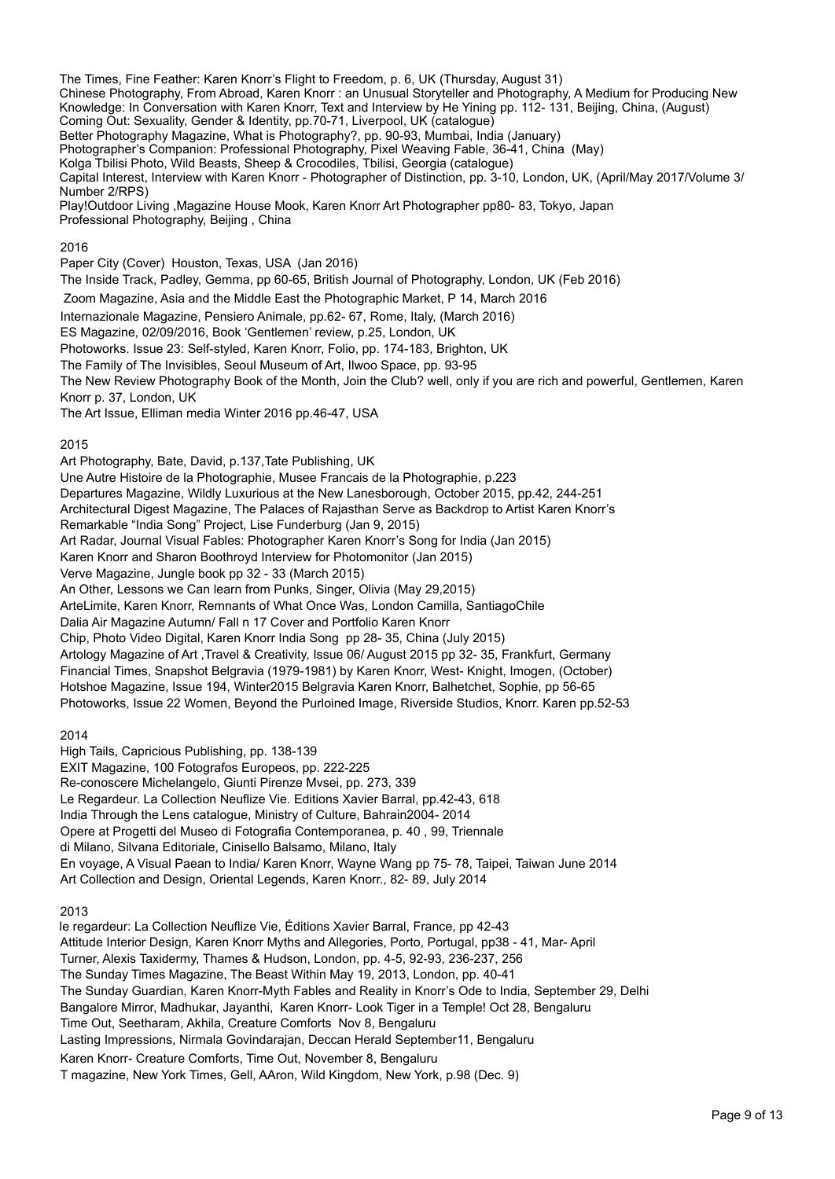The Times, Fine Feather: Karen Knorr's Flight to Freedom, p. 6, UK (Thursday, August 31)
Chinese Photography, From Abroad, Karen Knorr : an Unusual Storyteller and Photography, A Medium for Producing New Knowledge: In Conversation with Karen Knorr, Text and Interview by He Yining pp. 112- 131, Beijing, China, (August)
Coming Out: Sexuality, Gender & Identity, pp.70-71, Liverpool, UK (catalogue)
Better Photography Magazine, What is Photography?, pp. 90-93, Mumbai, India (January)
Photographer's Companion: Professional Photography, Pixel Weaving Fable, 36-41, China (May)
Kolga Tbilisi Photo, Wild Beasts, Sheep & Crocodiles, Tbilisi, Georgia (catalogue)
Capital Interest, Interview with Karen Knorr - Photographer of Distinction, pp. 3-10, London, UK, (April/May 2017/Volume 3/ Number 2/RPS)
Play!Outdoor Living ,Magazine House Mook, Karen Knorr Art Photographer pp80- 83, Tokyo, Japan
Professional Photography, Beijing , China

2016

Paper City (Cover) Houston, Texas, USA (Jan 2016)
The Inside Track, Padley, Gemma, pp 60-65, British Journal of Photography, London, UK (Feb 2016)
Zoom Magazine, Asia and the Middle East the Photographic Market, P 14, March 2016
Internazionale Magazine, Pensiero Animale, pp.62- 67, Rome, Italy, (March 2016)
ES Magazine, 02/09/2016, Book 'Gentlemen' review, p.25, London, UK
Photoworks. Issue 23: Self-styled, Karen Knorr, Folio, pp. 174-183, Brighton, UK
The Family of The Invisibles, Seoul Museum of Art, Ilwoo Space, pp. 93-95
The New Review Photography Book of the Month, Join the Club? well, only if you are rich and powerful, Gentlemen, Karen Knorr p. 37, London, UK
The Art Issue, Elliman media Winter 2016 pp.46-47, USA

2015

Art Photography, Bate, David, p.137,Tate Publishing, UK
Une Autre Histoire de la Photographie, Musee Francais de la Photographie, p.223
Departures Magazine, Wildly Luxurious at the New Lanesborough, October 2015, pp.42, 244-251
Architectural Digest Magazine, The Palaces of Rajasthan Serve as Backdrop to Artist Karen Knorr's Remarkable "India Song" Project, Lise Funderburg (Jan 9, 2015)
Art Radar, Journal Visual Fables: Photographer Karen Knorr's Song for India (Jan 2015)
Karen Knorr and Sharon Boothroyd Interview for Photomonitor (Jan 2015)
Verve Magazine, Jungle book pp 32 - 33 (March 2015)
An Other, Lessons we Can learn from Punks, Singer, Olivia (May 29,2015)
ArteLimite, Karen Knorr, Remnants of What Once Was, London Camilla, SantiagoChile
Dalia Air Magazine Autumn/ Fall n 17 Cover and Portfolio Karen Knorr
Chip, Photo Video Digital, Karen Knorr India Song pp 28- 35, China (July 2015)
Artology Magazine of Art ,Travel & Creativity, Issue 06/ August 2015 pp 32- 35, Frankfurt, Germany
Financial Times, Snapshot Belgravia (1979-1981) by Karen Knorr, West- Knight, Imogen, (October)
Hotshoe Magazine, Issue 194, Winter2015 Belgravia Karen Knorr, Balhetchet, Sophie, pp 56-65
Photoworks, Issue 22 Women, Beyond the Purloined Image, Riverside Studios, Knorr. Karen pp.52-53

2014

High Tails, Capricious Publishing, pp. 138-139
EXIT Magazine, 100 Fotografos Europeos, pp. 222-225
Re-conoscere Michelangelo, Giunti Pirenze Mvsei, pp. 273, 339
Le Regardeur. La Collection Neuflize Vie. Editions Xavier Barral, pp.42-43, 618
India Through the Lens catalogue, Ministry of Culture, Bahrain2004- 2014
Opere at Progetti del Museo di Fotografia Contemporanea, p. 40 , 99, Triennale di Milano, Silvana Editoriale, Cinisello Balsamo, Milano, Italy
En voyage, A Visual Paean to India/ Karen Knorr, Wayne Wang pp 75- 78, Taipei, Taiwan June 2014
Art Collection and Design, Oriental Legends, Karen Knorr., 82- 89, July 2014

2013

le regardeur: La Collection Neuflize Vie, Éditions Xavier Barral, France, pp 42-43
Attitude Interior Design, Karen Knorr Myths and Allegories, Porto, Portugal, pp38 - 41, Mar- April
Turner, Alexis Taxidermy, Thames & Hudson, London, pp. 4-5, 92-93, 236-237, 256
The Sunday Times Magazine, The Beast Within May 19, 2013, London, pp. 40-41
The Sunday Guardian, Karen Knorr-Myth Fables and Reality in Knorr's Ode to India, September 29, Delhi
Bangalore Mirror, Madhukar, Jayanthi, Karen Knorr- Look Tiger in a Temple! Oct 28, Bengaluru
Time Out, Seetharam, Akhila, Creature Comforts Nov 8, Bengaluru
Lasting Impressions, Nirmala Govindarajan, Deccan Herald September11, Bengaluru
Karen Knorr- Creature Comforts, Time Out, November 8, Bengaluru
T magazine, New York Times, Gell, AAron, Wild Kingdom, New York, p.98 (Dec. 9)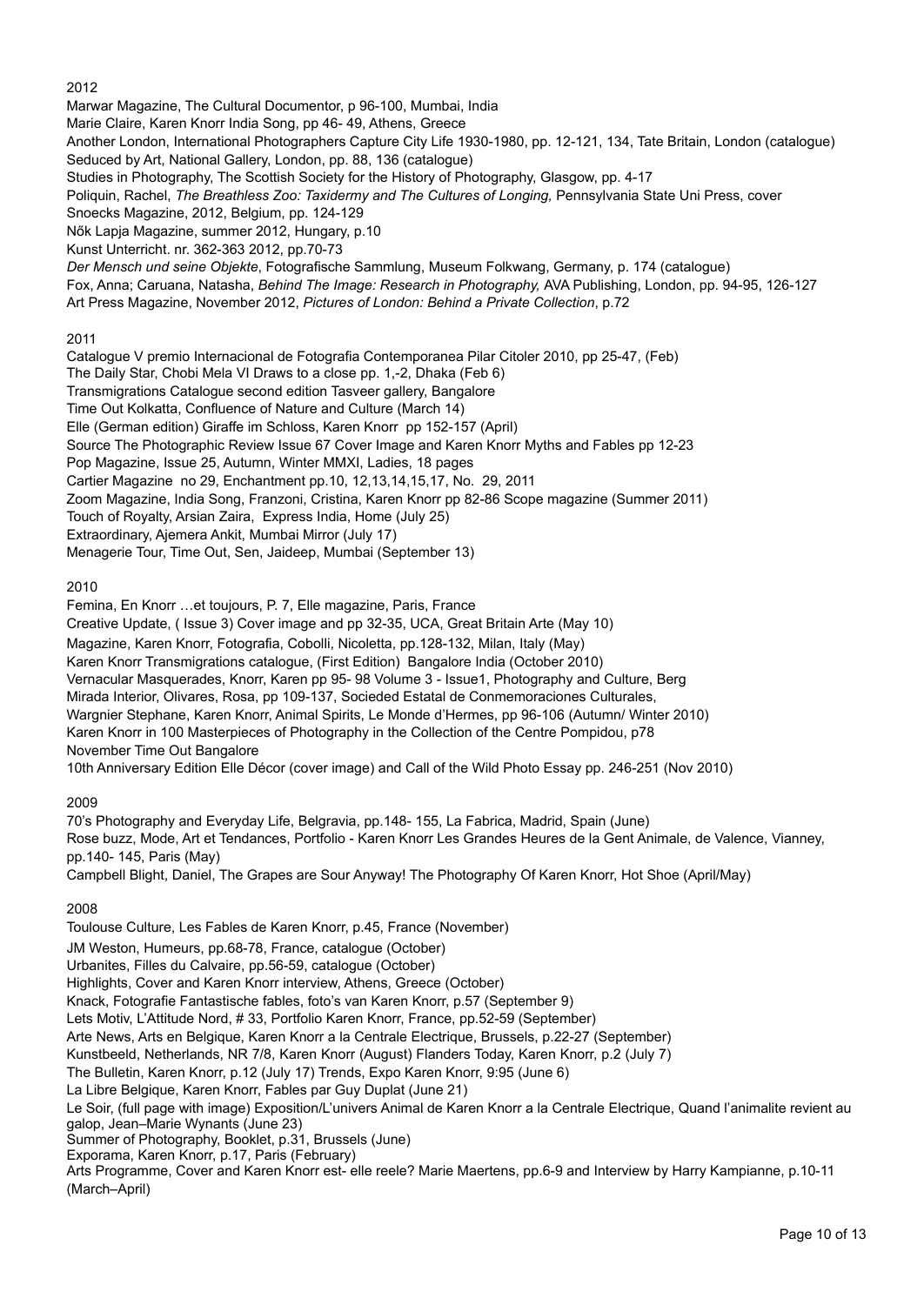2012

Marwar Magazine, The Cultural Documentor, p 96-100, Mumbai, India
Marie Claire, Karen Knorr India Song, pp 46- 49, Athens, Greece
Another London, International Photographers Capture City Life 1930-1980, pp. 12-121, 134, Tate Britain, London (catalogue)
Seduced by Art, National Gallery, London, pp. 88, 136 (catalogue)
Studies in Photography, The Scottish Society for the History of Photography, Glasgow, pp. 4-17
Poliquin, Rachel, *The Breathless Zoo: Taxidermy and The Cultures of Longing,* Pennsylvania State Uni Press, cover
Snoecks Magazine, 2012, Belgium, pp. 124-129
Nők Lapja Magazine, summer 2012, Hungary, p.10
Kunst Unterricht. nr. 362-363 2012, pp.70-73
*Der Mensch und seine Objekte*, Fotografische Sammlung, Museum Folkwang, Germany, p. 174 (catalogue)
Fox, Anna; Caruana, Natasha, *Behind The Image: Research in Photography,* AVA Publishing, London, pp. 94-95, 126-127
Art Press Magazine, November 2012, *Pictures of London: Behind a Private Collection*, p.72

2011

Catalogue V premio Internacional de Fotografia Contemporanea Pilar Citoler 2010, pp 25-47, (Feb)
The Daily Star, Chobi Mela VI Draws to a close pp. 1,-2, Dhaka (Feb 6)
Transmigrations Catalogue second edition Tasveer gallery, Bangalore
Time Out Kolkatta, Confluence of Nature and Culture (March 14)
Elle (German edition) Giraffe im Schloss, Karen Knorr pp 152-157 (April)
Source The Photographic Review Issue 67 Cover Image and Karen Knorr Myths and Fables pp 12-23
Pop Magazine, Issue 25, Autumn, Winter MMXI, Ladies, 18 pages
Cartier Magazine no 29, Enchantment pp.10, 12,13,14,15,17, No. 29, 2011
Zoom Magazine, India Song, Franzoni, Cristina, Karen Knorr pp 82-86 Scope magazine (Summer 2011)
Touch of Royalty, Arsian Zaira, Express India, Home (July 25)
Extraordinary, Ajemera Ankit, Mumbai Mirror (July 17)
Menagerie Tour, Time Out, Sen, Jaideep, Mumbai (September 13)

2010

Femina, En Knorr …et toujours, P. 7, Elle magazine, Paris, France
Creative Update, ( Issue 3) Cover image and pp 32-35, UCA, Great Britain Arte (May 10)
Magazine, Karen Knorr, Fotografia, Cobolli, Nicoletta, pp.128-132, Milan, Italy (May)
Karen Knorr Transmigrations catalogue, (First Edition) Bangalore India (October 2010)
Vernacular Masquerades, Knorr, Karen pp 95- 98 Volume 3 - Issue1, Photography and Culture, Berg
Mirada Interior, Olivares, Rosa, pp 109-137, Socieded Estatal de Conmemoraciones Culturales,
Wargnier Stephane, Karen Knorr, Animal Spirits, Le Monde d'Hermes, pp 96-106 (Autumn/ Winter 2010)
Karen Knorr in 100 Masterpieces of Photography in the Collection of the Centre Pompidou, p78
November Time Out Bangalore
10th Anniversary Edition Elle Décor (cover image) and Call of the Wild Photo Essay pp. 246-251 (Nov 2010)

2009

70's Photography and Everyday Life, Belgravia, pp.148- 155, La Fabrica, Madrid, Spain (June)
Rose buzz, Mode, Art et Tendances, Portfolio - Karen Knorr Les Grandes Heures de la Gent Animale, de Valence, Vianney, pp.140- 145, Paris (May)
Campbell Blight, Daniel, The Grapes are Sour Anyway! The Photography Of Karen Knorr, Hot Shoe (April/May)

2008

Toulouse Culture, Les Fables de Karen Knorr, p.45, France (November)
JM Weston, Humeurs, pp.68-78, France, catalogue (October)
Urbanites, Filles du Calvaire, pp.56-59, catalogue (October)
Highlights, Cover and Karen Knorr interview, Athens, Greece (October)
Knack, Fotografie Fantastische fables, foto's van Karen Knorr, p.57 (September 9)
Lets Motiv, L'Attitude Nord, # 33, Portfolio Karen Knorr, France, pp.52-59 (September)
Arte News, Arts en Belgique, Karen Knorr a la Centrale Electrique, Brussels, p.22-27 (September)
Kunstbeeld, Netherlands, NR 7/8, Karen Knorr (August) Flanders Today, Karen Knorr, p.2 (July 7)
The Bulletin, Karen Knorr, p.12 (July 17) Trends, Expo Karen Knorr, 9:95 (June 6)
La Libre Belgique, Karen Knorr, Fables par Guy Duplat (June 21)
Le Soir, (full page with image) Exposition/L'univers Animal de Karen Knorr a la Centrale Electrique, Quand l'animalite revient au galop, Jean–Marie Wynants (June 23)
Summer of Photography, Booklet, p.31, Brussels (June)
Exporama, Karen Knorr, p.17, Paris (February)
Arts Programme, Cover and Karen Knorr est- elle reele? Marie Maertens, pp.6-9 and Interview by Harry Kampianne, p.10-11 (March–April)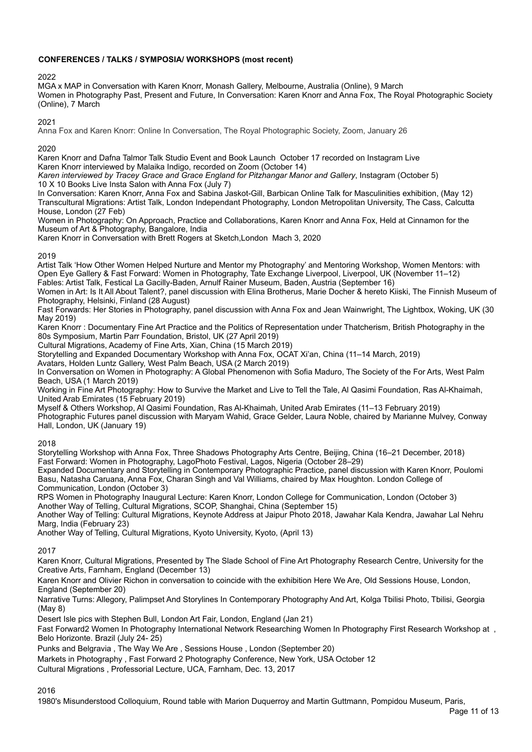**CONFERENCES / TALKS / SYMPOSIA/ WORKSHOPS (most recent)**

2022

MGA x MAP in Conversation with Karen Knorr, Monash Gallery, Melbourne, Australia (Online), 9 March
Women in Photography Past, Present and Future, In Conversation: Karen Knorr and Anna Fox, The Royal Photographic Society (Online), 7 March

2021

Anna Fox and Karen Knorr: Online In Conversation, The Royal Photographic Society, Zoom, January 26

2020

Karen Knorr and Dafna Talmor Talk Studio Event and Book Launch October 17 recorded on Instagram Live
Karen Knorr interviewed by Malaika Indigo, recorded on Zoom (October 14)
*Karen interviewed by Tracey Grace and Grace England for Pitzhangar Manor and Gallery*, Instagram (October 5)
10 X 10 Books Live Insta Salon with Anna Fox (July 7)
In Conversation: Karen Knorr, Anna Fox and Sabina Jaskot-Gill, Barbican Online Talk for Masculinities exhibition, (May 12)
Transcultural Migrations: Artist Talk, London Independant Photography, London Metropolitan University, The Cass, Calcutta House, London (27 Feb)
Women in Photography: On Approach, Practice and Collaborations, Karen Knorr and Anna Fox, Held at Cinnamon for the Museum of Art & Photography, Bangalore, India
Karen Knorr in Conversation with Brett Rogers at Sketch,London Mach 3, 2020

2019

Artist Talk 'How Other Women Helped Nurture and Mentor my Photography' and Mentoring Workshop, Women Mentors: with Open Eye Gallery & Fast Forward: Women in Photography, Tate Exchange Liverpool, Liverpool, UK (November 11–12)
Fables: Artist Talk, Festical La Gacilly-Baden, Arnulf Rainer Museum, Baden, Austria (September 16)
Women in Art: Is It All About Talent?, panel discussion with Elina Brotherus, Marie Docher & hereto Kiiski, The Finnish Museum of Photography, Helsinki, Finland (28 August)
Fast Forwards: Her Stories in Photography, panel discussion with Anna Fox and Jean Wainwright, The Lightbox, Woking, UK (30 May 2019)
Karen Knorr : Documentary Fine Art Practice and the Politics of Representation under Thatcherism, British Photography in the 80s Symposium, Martin Parr Foundation, Bristol, UK (27 April 2019)
Cultural Migrations, Academy of Fine Arts, Xian, China (15 March 2019)
Storytelling and Expanded Documentary Workshop with Anna Fox, OCAT Xi'an, China (11–14 March, 2019)
Avatars, Holden Luntz Gallery, West Palm Beach, USA (2 March 2019)
In Conversation on Women in Photography: A Global Phenomenon with Sofia Maduro, The Society of the For Arts, West Palm Beach, USA (1 March 2019)
Working in Fine Art Photography: How to Survive the Market and Live to Tell the Tale, Al Qasimi Foundation, Ras Al-Khaimah, United Arab Emirates (15 February 2019)
Myself & Others Workshop, Al Qasimi Foundation, Ras Al-Khaimah, United Arab Emirates (11–13 February 2019)
Photographic Futures panel discussion with Maryam Wahid, Grace Gelder, Laura Noble, chaired by Marianne Mulvey, Conway Hall, London, UK (January 19)

2018

Storytelling Workshop with Anna Fox, Three Shadows Photography Arts Centre, Beijing, China (16–21 December, 2018)
Fast Forward: Women in Photography, LagoPhoto Festival, Lagos, Nigeria (October 28–29)
Expanded Documentary and Storytelling in Contemporary Photographic Practice, panel discussion with Karen Knorr, Poulomi Basu, Natasha Caruana, Anna Fox, Charan Singh and Val Williams, chaired by Max Houghton. London College of Communication, London (October 3)
RPS Women in Photography Inaugural Lecture: Karen Knorr, London College for Communication, London (October 3)
Another Way of Telling, Cultural Migrations, SCOP, Shanghai, China (September 15)
Another Way of Telling: Cultural Migrations, Keynote Address at Jaipur Photo 2018, Jawahar Kala Kendra, Jawahar Lal Nehru Marg, India (February 23)
Another Way of Telling, Cultural Migrations, Kyoto University, Kyoto, (April 13)

2017

Karen Knorr, Cultural Migrations, Presented by The Slade School of Fine Art Photography Research Centre, University for the Creative Arts, Farnham, England (December 13)
Karen Knorr and Olivier Richon in conversation to coincide with the exhibition Here We Are, Old Sessions House, London, England (September 20)
Narrative Turns: Allegory, Palimpset And Storylines In Contemporary Photography And Art, Kolga Tbilisi Photo, Tbilisi, Georgia (May 8)
Desert Isle pics with Stephen Bull, London Art Fair, London, England (Jan 21)
Fast Forward2 Women In Photography International Network Researching Women In Photography First Research Workshop at , Belo Horizonte. Brazil (July 24- 25)
Punks and Belgravia , The Way We Are , Sessions House , London (September 20)
Markets in Photography , Fast Forward 2 Photography Conference, New York, USA October 12
Cultural Migrations , Professorial Lecture, UCA, Farnham, Dec. 13, 2017

2016

1980's Misunderstood Colloquium, Round table with Marion Duquerroy and Martin Guttmann, Pompidou Museum, Paris,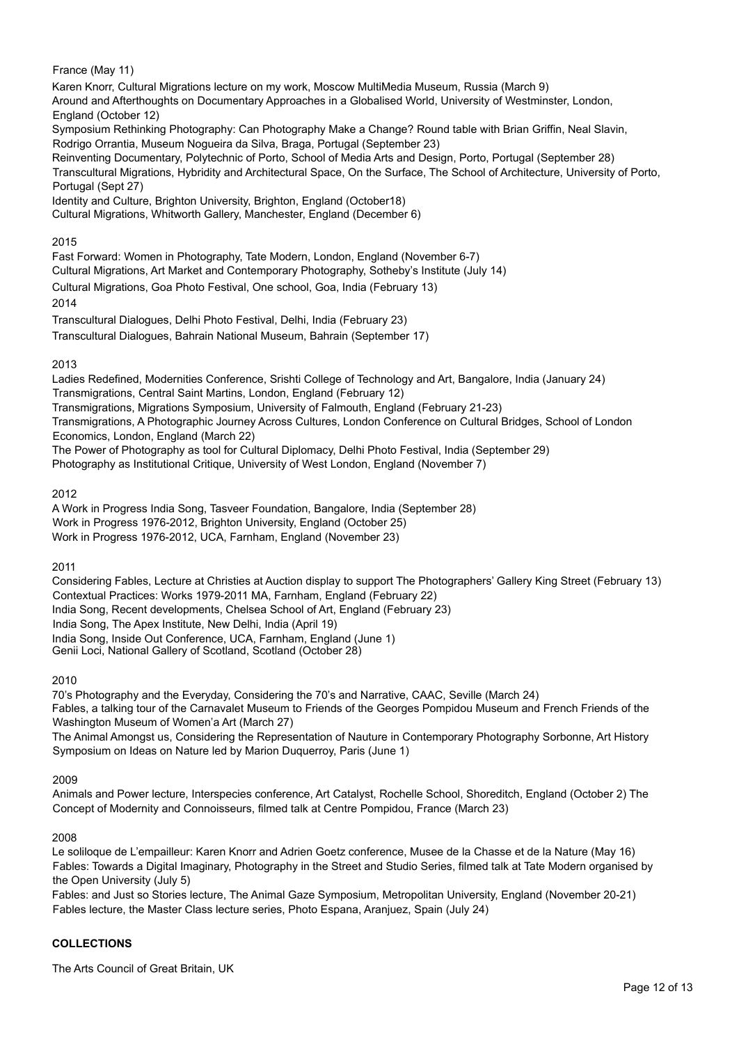France (May 11)

Karen Knorr, Cultural Migrations lecture on my work, Moscow MultiMedia Museum, Russia (March 9)

Around and Afterthoughts on Documentary Approaches in a Globalised World, University of Westminster, London, England (October 12)

Symposium Rethinking Photography: Can Photography Make a Change? Round table with Brian Griffin, Neal Slavin, Rodrigo Orrantia, Museum Nogueira da Silva, Braga, Portugal (September 23)

Reinventing Documentary, Polytechnic of Porto, School of Media Arts and Design, Porto, Portugal (September 28)

Transcultural Migrations, Hybridity and Architectural Space, On the Surface, The School of Architecture, University of Porto, Portugal (Sept 27)

Identity and Culture, Brighton University, Brighton, England (October18)

Cultural Migrations, Whitworth Gallery, Manchester, England (December 6)

2015

Fast Forward: Women in Photography, Tate Modern, London, England (November 6-7)

Cultural Migrations, Art Market and Contemporary Photography, Sotheby's Institute (July 14)

Cultural Migrations, Goa Photo Festival, One school, Goa, India (February 13)

2014

Transcultural Dialogues, Delhi Photo Festival, Delhi, India (February 23)

Transcultural Dialogues, Bahrain National Museum, Bahrain (September 17)

2013

Ladies Redefined, Modernities Conference, Srishti College of Technology and Art, Bangalore, India (January 24)

Transmigrations, Central Saint Martins, London, England (February 12)

Transmigrations, Migrations Symposium, University of Falmouth, England (February 21-23)

Transmigrations, A Photographic Journey Across Cultures, London Conference on Cultural Bridges, School of London Economics, London, England (March 22)

The Power of Photography as tool for Cultural Diplomacy, Delhi Photo Festival, India (September 29)

Photography as Institutional Critique, University of West London, England (November 7)

2012

A Work in Progress India Song, Tasveer Foundation, Bangalore, India (September 28)

Work in Progress 1976-2012, Brighton University, England (October 25)

Work in Progress 1976-2012, UCA, Farnham, England (November 23)

2011

Considering Fables, Lecture at Christies at Auction display to support The Photographers' Gallery King Street (February 13)

Contextual Practices: Works 1979-2011 MA, Farnham, England (February 22)

India Song, Recent developments, Chelsea School of Art, England (February 23)

India Song, The Apex Institute, New Delhi, India (April 19)

India Song, Inside Out Conference, UCA, Farnham, England (June 1)

Genii Loci, National Gallery of Scotland, Scotland (October 28)

2010

70's Photography and the Everyday, Considering the 70's and Narrative, CAAC, Seville (March 24)

Fables, a talking tour of the Carnavalet Museum to Friends of the Georges Pompidou Museum and French Friends of the Washington Museum of Women'a Art (March 27)

The Animal Amongst us, Considering the Representation of Nauture in Contemporary Photography Sorbonne, Art History Symposium on Ideas on Nature led by Marion Duquerroy, Paris (June 1)

2009

Animals and Power lecture, Interspecies conference, Art Catalyst, Rochelle School, Shoreditch, England (October 2) The Concept of Modernity and Connoisseurs, filmed talk at Centre Pompidou, France (March 23)

2008

Le soliloque de L'empailleur: Karen Knorr and Adrien Goetz conference, Musee de la Chasse et de la Nature (May 16)

Fables: Towards a Digital Imaginary, Photography in the Street and Studio Series, filmed talk at Tate Modern organised by the Open University (July 5)

Fables: and Just so Stories lecture, The Animal Gaze Symposium, Metropolitan University, England (November 20-21)

Fables lecture, the Master Class lecture series, Photo Espana, Aranjuez, Spain (July 24)

**COLLECTIONS**

The Arts Council of Great Britain, UK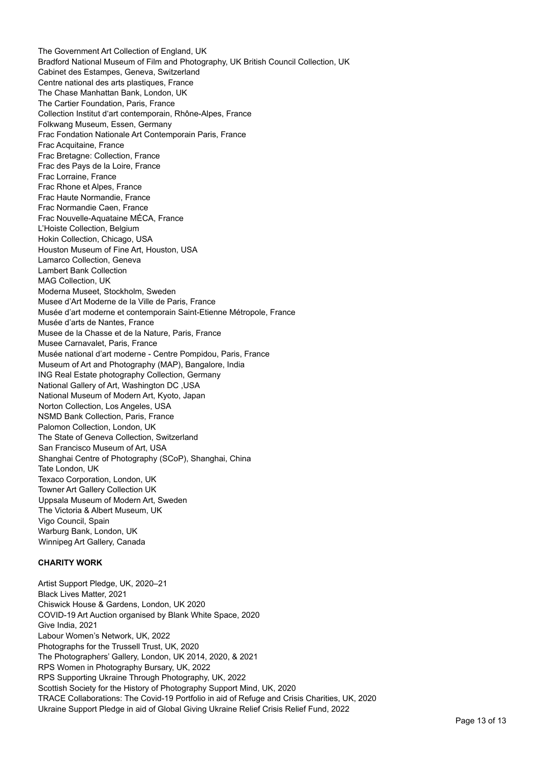The Government Art Collection of England, UK
Bradford National Museum of Film and Photography, UK British Council Collection, UK
Cabinet des Estampes, Geneva, Switzerland
Centre national des arts plastiques, France
The Chase Manhattan Bank, London, UK
The Cartier Foundation, Paris, France
Collection Institut d'art contemporain, Rhône-Alpes, France
Folkwang Museum, Essen, Germany
Frac Fondation Nationale Art Contemporain Paris, France
Frac Acquitaine, France
Frac Bretagne: Collection, France
Frac des Pays de la Loire, France
Frac Lorraine, France
Frac Rhone et Alpes, France
Frac Haute Normandie, France
Frac Normandie Caen, France
Frac Nouvelle-Aquataine MÉCA, France
L'Hoiste Collection, Belgium
Hokin Collection, Chicago, USA
Houston Museum of Fine Art, Houston, USA
Lamarco Collection, Geneva
Lambert Bank Collection
MAG Collection, UK
Moderna Museet, Stockholm, Sweden
Musee d'Art Moderne de la Ville de Paris, France
Musée d'art moderne et contemporain Saint-Etienne Métropole, France
Musée d'arts de Nantes, France
Musee de la Chasse et de la Nature, Paris, France
Musee Carnavalet, Paris, France
Musée national d'art moderne - Centre Pompidou, Paris, France
Museum of Art and Photography (MAP), Bangalore, India
ING Real Estate photography Collection, Germany
National Gallery of Art, Washington DC ,USA
National Museum of Modern Art, Kyoto, Japan
Norton Collection, Los Angeles, USA
NSMD Bank Collection, Paris, France
Palomon Collection, London, UK
The State of Geneva Collection, Switzerland
San Francisco Museum of Art, USA
Shanghai Centre of Photography (SCoP), Shanghai, China
Tate London, UK
Texaco Corporation, London, UK
Towner Art Gallery Collection UK
Uppsala Museum of Modern Art, Sweden
The Victoria & Albert Museum, UK
Vigo Council, Spain
Warburg Bank, London, UK
Winnipeg Art Gallery, Canada

**CHARITY WORK**

Artist Support Pledge, UK, 2020–21
Black Lives Matter, 2021
Chiswick House & Gardens, London, UK 2020
COVID-19 Art Auction organised by Blank White Space, 2020
Give India, 2021
Labour Women's Network, UK, 2022
Photographs for the Trussell Trust, UK, 2020
The Photographers' Gallery, London, UK 2014, 2020, & 2021
RPS Women in Photography Bursary, UK, 2022
RPS Supporting Ukraine Through Photography, UK, 2022
Scottish Society for the History of Photography Support Mind, UK, 2020
TRACE Collaborations: The Covid-19 Portfolio in aid of Refuge and Crisis Charities, UK, 2020
Ukraine Support Pledge in aid of Global Giving Ukraine Relief Crisis Relief Fund, 2022